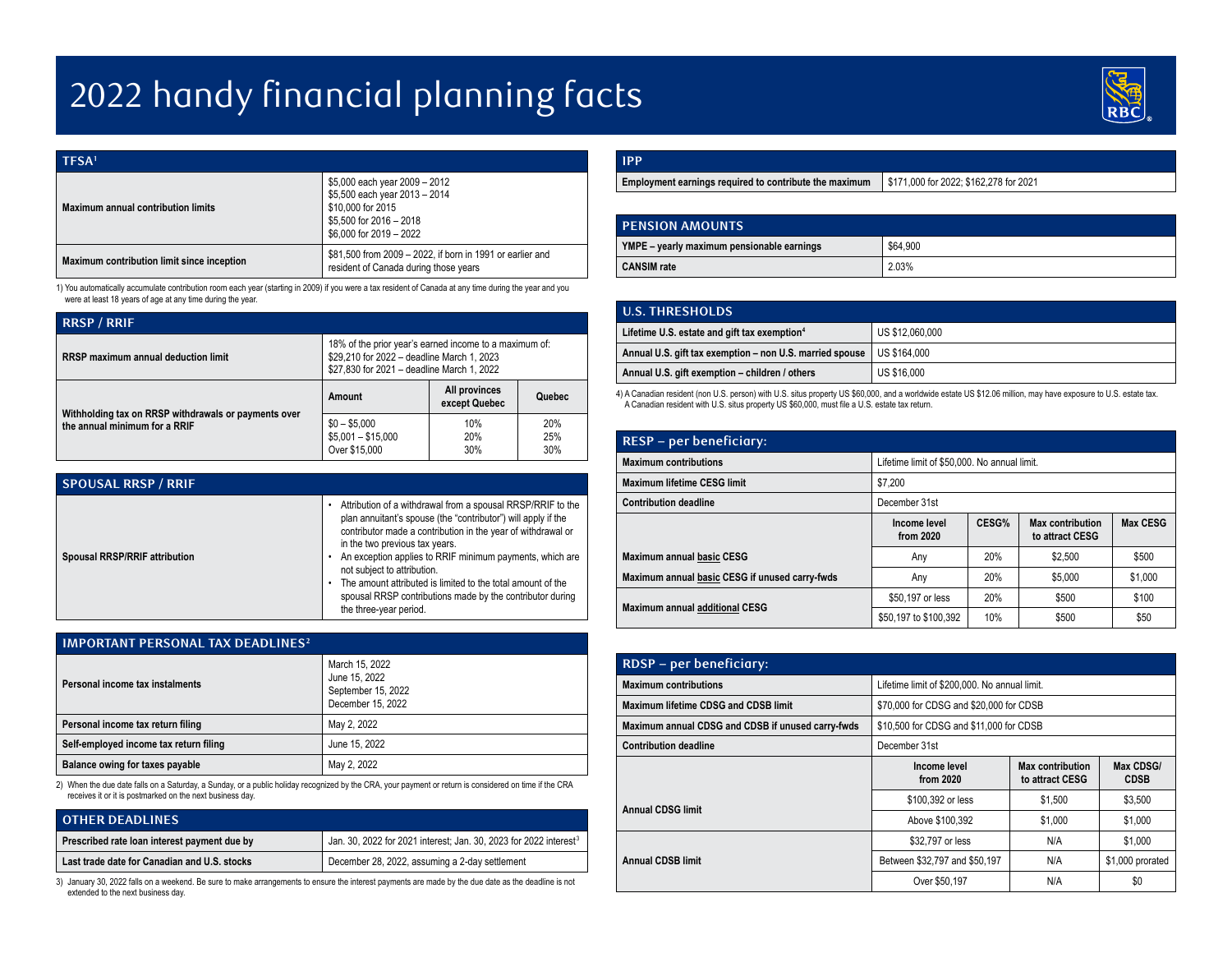# 2022 handy financial planning facts

## TFSA[1]

| | |
|---|---|
| **Maximum annual contribution limits** | $5,000 each year 2009 – 2012<br>$5,500 each year 2013 – 2014<br>$10,000 for 2015<br>$5,500 for 2016 – 2018<br>$6,000 for 2019 – 2022 |
| **Maximum contribution limit since inception** | $81,500 from 2009 – 2022, if born in 1991 or earlier and resident of Canada during those years |

1) You automatically accumulate contribution room each year (starting in 2009) if you were a tax resident of Canada at any time during the year and you were at least 18 years of age at any time during the year.

## RRSP / RRIF

| | | | |
|---|---|---|---|
| **RRSP maximum annual deduction limit** | 18% of the prior year's earned income to a maximum of:<br>$29,210 for 2022 – deadline March 1, 2023<br>$27,830 for 2021 – deadline March 1, 2022 | | |
| **Withholding tax on RRSP withdrawals or payments over the annual minimum for a RRIF** | **Amount** | **All provinces except Quebec** | **Quebec** |
| | $0 – $5,000 | 10% | 20% |
| | $5,001 – $15,000 | 20% | 25% |
| | Over $15,000 | 30% | 30% |

## SPOUSAL RRSP / RRIF

| | |
|---|---|
| **Spousal RRSP/RRIF attribution** | • Attribution of a withdrawal from a spousal RRSP/RRIF to the plan annuitant's spouse (the "contributor") will apply if the contributor made a contribution in the year of withdrawal or in the two previous tax years.<br>• An exception applies to RRIF minimum payments, which are not subject to attribution.<br>• The amount attributed is limited to the total amount of the spousal RRSP contributions made by the contributor during the three-year period. |

## IMPORTANT PERSONAL TAX DEADLINES[2]

| | |
|---|---|
| **Personal income tax instalments** | March 15, 2022<br>June 15, 2022<br>September 15, 2022<br>December 15, 2022 |
| **Personal income tax return filing** | May 2, 2022 |
| **Self-employed income tax return filing** | June 15, 2022 |
| **Balance owing for taxes payable** | May 2, 2022 |

2) When the due date falls on a Saturday, a Sunday, or a public holiday recognized by the CRA, your payment or return is considered on time if the CRA receives it or it is postmarked on the next business day.

## OTHER DEADLINES

| | |
|---|---|
| **Prescribed rate loan interest payment due by** | Jan. 30, 2022 for 2021 interest; Jan. 30, 2023 for 2022 interest[3] |
| **Last trade date for Canadian and U.S. stocks** | December 28, 2022, assuming a 2-day settlement |

3) January 30, 2022 falls on a weekend. Be sure to make arrangements to ensure the interest payments are made by the due date as the deadline is not extended to the next business day.

## IPP

| | |
|---|---|
| **Employment earnings required to contribute the maximum** | $171,000 for 2022; $162,278 for 2021 |

## PENSION AMOUNTS

| | |
|---|---|
| **YMPE – yearly maximum pensionable earnings** | $64,900 |
| **CANSIM rate** | 2.03% |

## U.S. THRESHOLDS

| | |
|---|---|
| **Lifetime U.S. estate and gift tax exemption[4]** | US $12,060,000 |
| **Annual U.S. gift tax exemption – non U.S. married spouse** | US $164,000 |
| **Annual U.S. gift exemption – children / others** | US $16,000 |

4) A Canadian resident (non U.S. person) with U.S. situs property US $60,000, and a worldwide estate US $12.06 million, may have exposure to U.S. estate tax. A Canadian resident with U.S. situs property US $60,000, must file a U.S. estate tax return.

## RESP – per beneficiary:

| | | | | |
|---|---|---|---|---|
| **Maximum contributions** | Lifetime limit of $50,000. No annual limit. | | | |
| **Maximum lifetime CESG limit** | $7,200 | | | |
| **Contribution deadline** | December 31st | | | |
| | **Income level from 2020** | **CESG%** | **Max contribution to attract CESG** | **Max CESG** |
| **Maximum annual basic CESG** | Any | 20% | $2,500 | $500 |
| **Maximum annual basic CESG if unused carry-fwds** | Any | 20% | $5,000 | $1,000 |
| **Maximum annual additional CESG** | $50,197 or less | 20% | $500 | $100 |
| | $50,197 to $100,392 | 10% | $500 | $50 |

## RDSP – per beneficiary:

| | | | |
|---|---|---|---|
| **Maximum contributions** | Lifetime limit of $200,000. No annual limit. | | |
| **Maximum lifetime CDSG and CDSB limit** | $70,000 for CDSG and $20,000 for CDSB | | |
| **Maximum annual CDSG and CDSB if unused carry-fwds** | $10,500 for CDSG and $11,000 for CDSB | | |
| **Contribution deadline** | December 31st | | |
| | **Income level from 2020** | **Max contribution to attract CESG** | **Max CDSG/ CDSB** |
| **Annual CDSG limit** | $100,392 or less | $1,500 | $3,500 |
| | Above $100,392 | $1,000 | $1,000 |
| **Annual CDSB limit** | $32,797 or less | N/A | $1,000 |
| | Between $32,797 and $50,197 | N/A | $1,000 prorated |
| | Over $50,197 | N/A | $0 |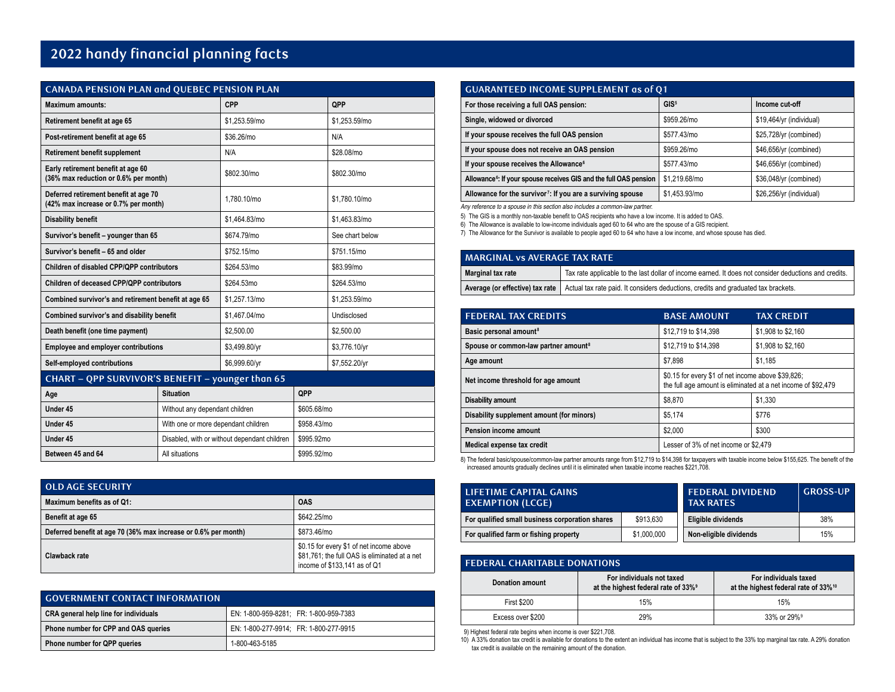# 2022 handy financial planning facts

## CANADA PENSION PLAN and QUEBEC PENSION PLAN

| Maximum amounts: | CPP | QPP |
|---|---|---|
| Retirement benefit at age 65 | $1,253.59/mo | $1,253.59/mo |
| Post-retirement benefit at age 65 | $36.26/mo | N/A |
| Retirement benefit supplement | N/A | $28.08/mo |
| Early retirement benefit at age 60 (36% max reduction or 0.6% per month) | $802.30/mo | $802.30/mo |
| Deferred retirement benefit at age 70 (42% max increase or 0.7% per month) | 1,780.10/mo | $1,780.10/mo |
| Disability benefit | $1,464.83/mo | $1,463.83/mo |
| Survivor's benefit – younger than 65 | $674.79/mo | See chart below |
| Survivor's benefit – 65 and older | $752.15/mo | $751.15/mo |
| Children of disabled CPP/QPP contributors | $264.53/mo | $83.99/mo |
| Children of deceased CPP/QPP contributors | $264.53mo | $264.53/mo |
| Combined survivor's and retirement benefit at age 65 | $1,257.13/mo | $1,253.59/mo |
| Combined survivor's and disability benefit | $1,467.04/mo | Undisclosed |
| Death benefit (one time payment) | $2,500.00 | $2,500.00 |
| Employee and employer contributions | $3,499.80/yr | $3,776.10/yr |
| Self-employed contributions | $6,999.60/yr | $7,552.20/yr |

## CHART – QPP SURVIVOR'S BENEFIT – younger than 65

| Age | Situation | QPP |
|---|---|---|
| Under 45 | Without any dependant children | $605.68/mo |
| Under 45 | With one or more dependant children | $958.43/mo |
| Under 45 | Disabled, with or without dependant children | $995.92mo |
| Between 45 and 64 | All situations | $995.92/mo |

## OLD AGE SECURITY

| Maximum benefits as of Q1: | OAS |
|---|---|
| Benefit at age 65 | $642.25/mo |
| Deferred benefit at age 70 (36% max increase or 0.6% per month) | $873.46/mo |
| Clawback rate | $0.15 for every $1 of net income above $81,761; the full OAS is eliminated at a net income of $133,141 as of Q1 |

## GOVERNMENT CONTACT INFORMATION

| | |
|---|---|
| CRA general help line for individuals | EN: 1-800-959-8281; FR: 1-800-959-7383 |
| Phone number for CPP and OAS queries | EN: 1-800-277-9914; FR: 1-800-277-9915 |
| Phone number for QPP queries | 1-800-463-5185 |

## GUARANTEED INCOME SUPPLEMENT as of Q1

| For those receiving a full OAS pension: | GIS[5] | Income cut-off |
|---|---|---|
| Single, widowed or divorced | $959.26/mo | $19,464/yr (individual) |
| If your spouse receives the full OAS pension | $577.43/mo | $25,728/yr (combined) |
| If your spouse does not receive an OAS pension | $959.26/mo | $46,656/yr (combined) |
| If your spouse receives the Allowance[6] | $577.43/mo | $46,656/yr (combined) |
| Allowance[6]: If your spouse receives GIS and the full OAS pension | $1,219.68/mo | $36,048/yr (combined) |
| Allowance for the survivor[7]: If you are a surviving spouse | $1,453.93/mo | $26,256/yr (individual) |

*Any reference to a spouse in this section also includes a common-law partner.*

5) The GIS is a monthly non-taxable benefit to OAS recipients who have a low income. It is added to OAS.
6) The Allowance is available to low-income individuals aged 60 to 64 who are the spouse of a GIS recipient.
7) The Allowance for the Survivor is available to people aged 60 to 64 who have a low income, and whose spouse has died.

## MARGINAL vs AVERAGE TAX RATE

| | |
|---|---|
| Marginal tax rate | Tax rate applicable to the last dollar of income earned. It does not consider deductions and credits. |
| Average (or effective) tax rate | Actual tax rate paid. It considers deductions, credits and graduated tax brackets. |

## FEDERAL TAX CREDITS

| FEDERAL TAX CREDITS | BASE AMOUNT | TAX CREDIT |
|---|---|---|
| Basic personal amount[8] | $12,719 to $14,398 | $1,908 to $2,160 |
| Spouse or common-law partner amount[8] | $12,719 to $14,398 | $1,908 to $2,160 |
| Age amount | $7,898 | $1,185 |
| Net income threshold for age amount | $0.15 for every $1 of net income above $39,826; the full age amount is eliminated at a net income of $92,479 | |
| Disability amount | $8,870 | $1,330 |
| Disability supplement amount (for minors) | $5,174 | $776 |
| Pension income amount | $2,000 | $300 |
| Medical expense tax credit | Lesser of 3% of net income or $2,479 | |

8) The federal basic/spouse/common-law partner amounts range from $12,719 to $14,398 for taxpayers with taxable income below $155,625. The benefit of the increased amounts gradually declines until it is eliminated when taxable income reaches $221,708.

## LIFETIME CAPITAL GAINS EXEMPTION (LCGE)

| | |
|---|---|
| For qualified small business corporation shares | $913,630 |
| For qualified farm or fishing property | $1,000,000 |

## FEDERAL DIVIDEND TAX RATES

| FEDERAL DIVIDEND TAX RATES | GROSS-UP |
|---|---|
| Eligible dividends | 38% |
| Non-eligible dividends | 15% |

## FEDERAL CHARITABLE DONATIONS

| Donation amount | For individuals not taxed at the highest federal rate of 33%[9] | For individuals taxed at the highest federal rate of 33%[10] |
|---|---|---|
| First $200 | 15% | 15% |
| Excess over $200 | 29% | 33% or 29%[9] |

9) Highest federal rate begins when income is over $221,708.
10) A 33% donation tax credit is available for donations to the extent an individual has income that is subject to the 33% top marginal tax rate. A 29% donation tax credit is available on the remaining amount of the donation.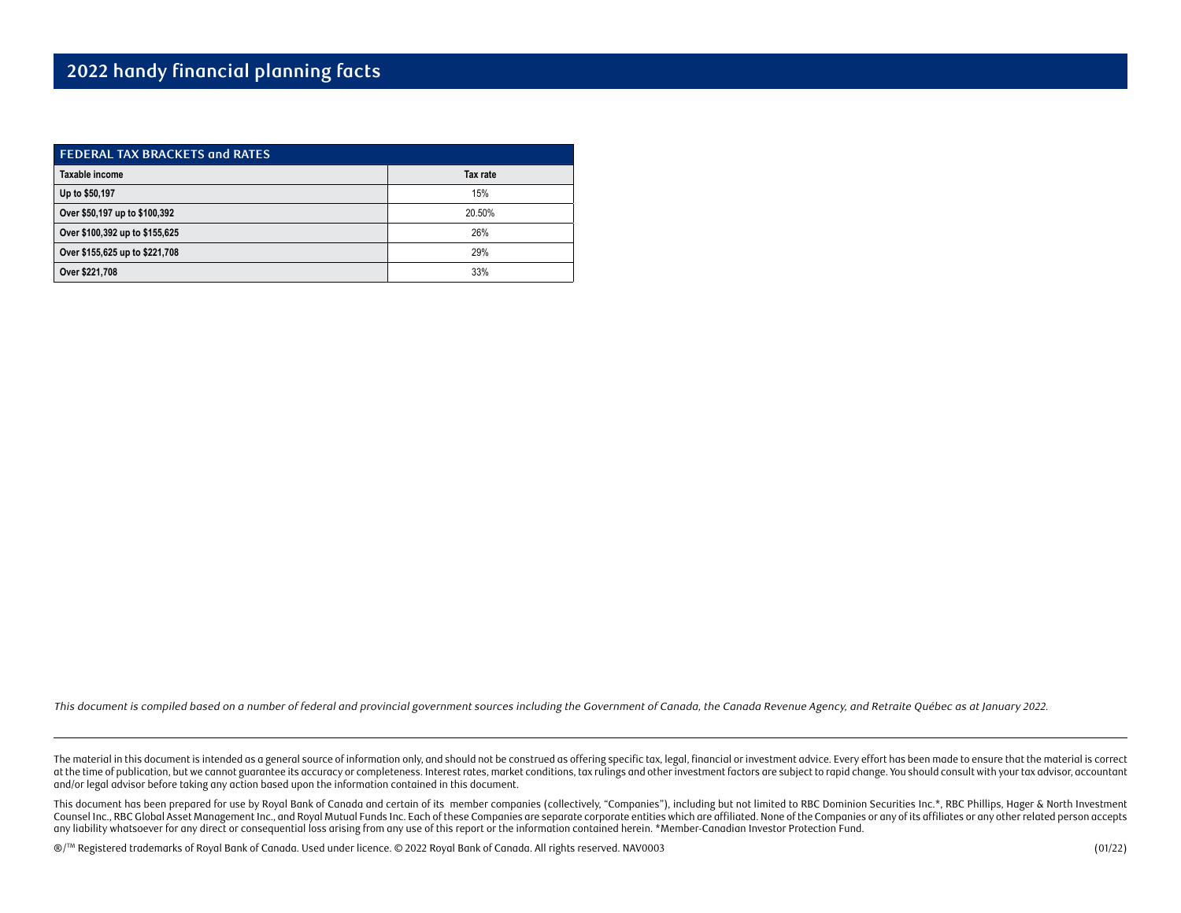# 2022 handy financial planning facts

| FEDERAL TAX BRACKETS and RATES | |
|---|---|
| **Taxable income** | **Tax rate** |
| **Up to $50,197** | 15% |
| **Over $50,197 up to $100,392** | 20.50% |
| **Over $100,392 up to $155,625** | 26% |
| **Over $155,625 up to $221,708** | 29% |
| **Over $221,708** | 33% |

*This document is compiled based on a number of federal and provincial government sources including the Government of Canada, the Canada Revenue Agency, and Retraite Québec as at January 2022.*

---

The material in this document is intended as a general source of information only, and should not be construed as offering specific tax, legal, financial or investment advice. Every effort has been made to ensure that the material is correct at the time of publication, but we cannot guarantee its accuracy or completeness. Interest rates, market conditions, tax rulings and other investment factors are subject to rapid change. You should consult with your tax advisor, accountant and/or legal advisor before taking any action based upon the information contained in this document.

This document has been prepared for use by Royal Bank of Canada and certain of its member companies (collectively, "Companies"), including but not limited to RBC Dominion Securities Inc.*, RBC Phillips, Hager & North Investment Counsel Inc., RBC Global Asset Management Inc., and Royal Mutual Funds Inc. Each of these Companies are separate corporate entities which are affiliated. None of the Companies or any of its affiliates or any other related person accepts any liability whatsoever for any direct or consequential loss arising from any use of this report or the information contained herein. *Member-Canadian Investor Protection Fund.

®/™ Registered trademarks of Royal Bank of Canada. Used under licence. © 2022 Royal Bank of Canada. All rights reserved. NAV0003 (01/22)